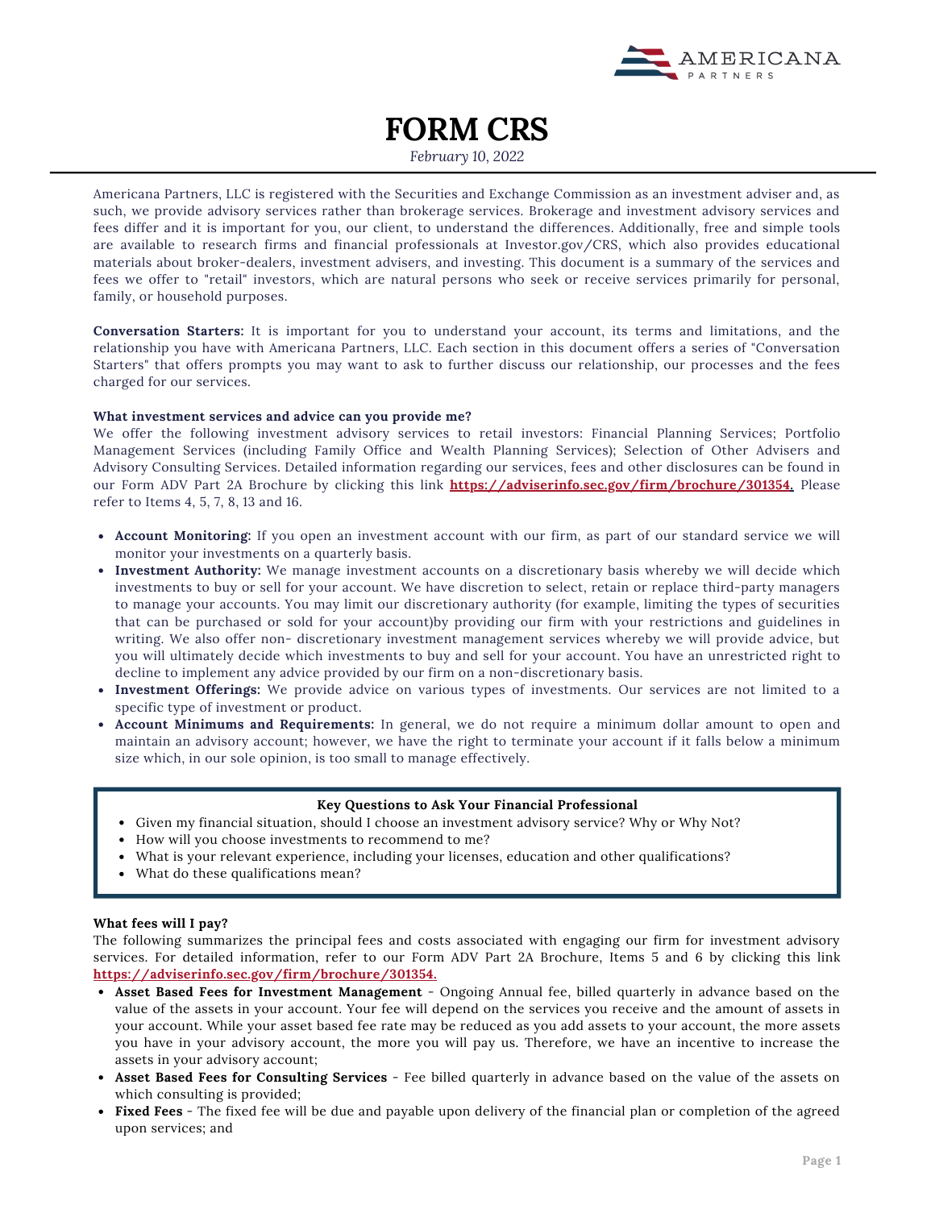# FORM CRS

*February 10, 2022*

Americana Partners, LLC is registered with the Securities and Exchange Commission as an investment adviser and, as such, we provide advisory services rather than brokerage services. Brokerage and investment advisory services and fees differ and it is important for you, our client, to understand the differences. Additionally, free and simple tools are available to research firms and financial professionals at Investor.gov/CRS, which also provides educational materials about broker-dealers, investment advisers, and investing. This document is a summary of the services and fees we offer to "retail" investors, which are natural persons who seek or receive services primarily for personal, family, or household purposes.

**Conversation Starters:** It is important for you to understand your account, its terms and limitations, and the relationship you have with Americana Partners, LLC. Each section in this document offers a series of "Conversation Starters" that offers prompts you may want to ask to further discuss our relationship, our processes and the fees charged for our services.

**What investment services and advice can you provide me?**

We offer the following investment advisory services to retail investors: Financial Planning Services; Portfolio Management Services (including Family Office and Wealth Planning Services); Selection of Other Advisers and Advisory Consulting Services. Detailed information regarding our services, fees and other disclosures can be found in our Form ADV Part 2A Brochure by clicking this link **https://adviserinfo.sec.gov/firm/brochure/301354.** Please refer to Items 4, 5, 7, 8, 13 and 16.

- **Account Monitoring:** If you open an investment account with our firm, as part of our standard service we will monitor your investments on a quarterly basis.
- **Investment Authority:** We manage investment accounts on a discretionary basis whereby we will decide which investments to buy or sell for your account. We have discretion to select, retain or replace third-party managers to manage your accounts. You may limit our discretionary authority (for example, limiting the types of securities that can be purchased or sold for your account)by providing our firm with your restrictions and guidelines in writing. We also offer non- discretionary investment management services whereby we will provide advice, but you will ultimately decide which investments to buy and sell for your account. You have an unrestricted right to decline to implement any advice provided by our firm on a non-discretionary basis.
- **Investment Offerings:** We provide advice on various types of investments. Our services are not limited to a specific type of investment or product.
- **Account Minimums and Requirements:** In general, we do not require a minimum dollar amount to open and maintain an advisory account; however, we have the right to terminate your account if it falls below a minimum size which, in our sole opinion, is too small to manage effectively.

**Key Questions to Ask Your Financial Professional**

- Given my financial situation, should I choose an investment advisory service? Why or Why Not?
- How will you choose investments to recommend to me?
- What is your relevant experience, including your licenses, education and other qualifications?
- What do these qualifications mean?

**What fees will I pay?**

The following summarizes the principal fees and costs associated with engaging our firm for investment advisory services. For detailed information, refer to our Form ADV Part 2A Brochure, Items 5 and 6 by clicking this link **https://adviserinfo.sec.gov/firm/brochure/301354.**

- **Asset Based Fees for Investment Management** - Ongoing Annual fee, billed quarterly in advance based on the value of the assets in your account. Your fee will depend on the services you receive and the amount of assets in your account. While your asset based fee rate may be reduced as you add assets to your account, the more assets you have in your advisory account, the more you will pay us. Therefore, we have an incentive to increase the assets in your advisory account;
- **Asset Based Fees for Consulting Services** - Fee billed quarterly in advance based on the value of the assets on which consulting is provided;
- **Fixed Fees** - The fixed fee will be due and payable upon delivery of the financial plan or completion of the agreed upon services; and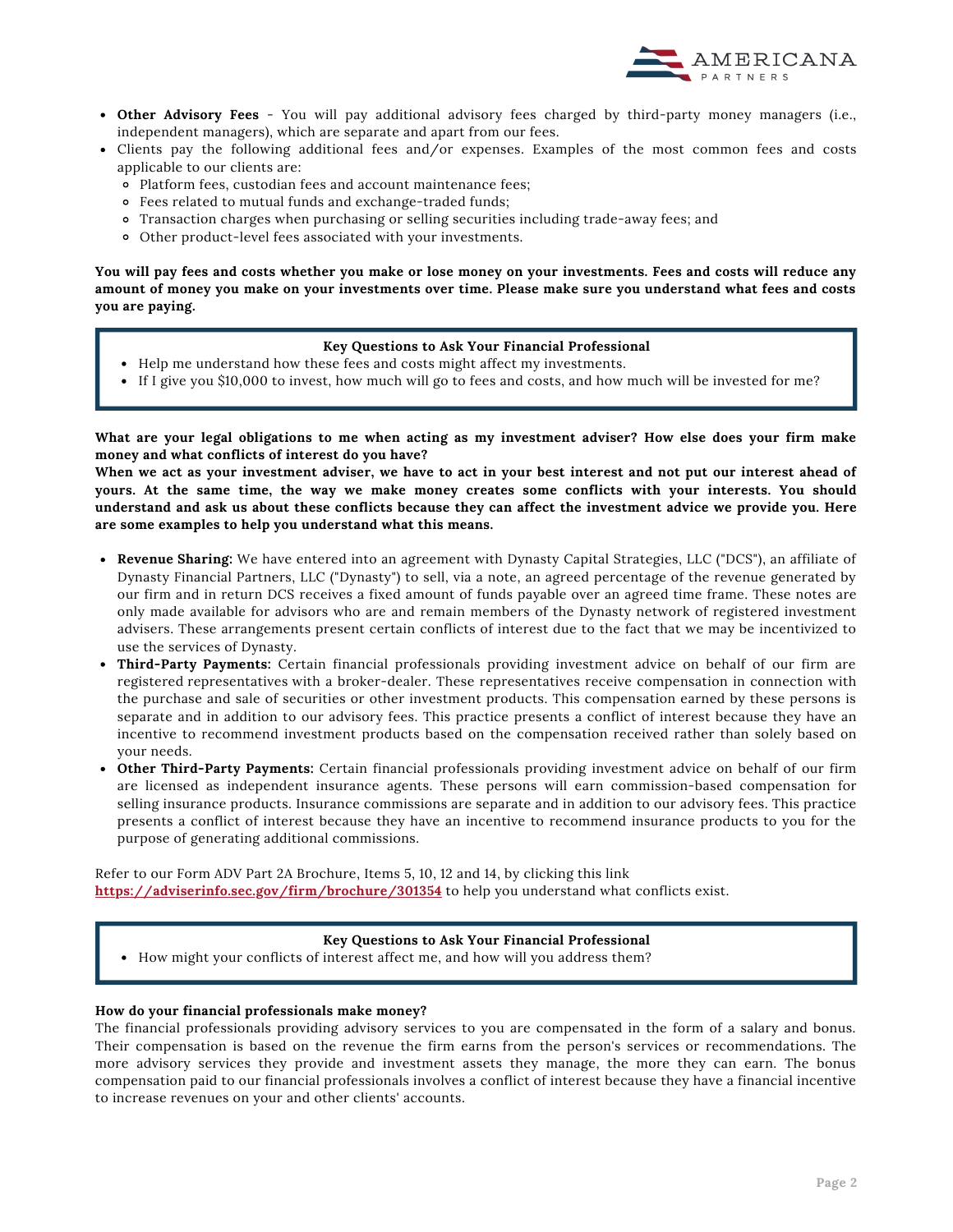- **Other Advisory Fees** - You will pay additional advisory fees charged by third-party money managers (i.e., independent managers), which are separate and apart from our fees.
- Clients pay the following additional fees and/or expenses. Examples of the most common fees and costs applicable to our clients are:
  - Platform fees, custodian fees and account maintenance fees;
  - Fees related to mutual funds and exchange-traded funds;
  - Transaction charges when purchasing or selling securities including trade-away fees; and
  - Other product-level fees associated with your investments.

**You will pay fees and costs whether you make or lose money on your investments. Fees and costs will reduce any amount of money you make on your investments over time. Please make sure you understand what fees and costs you are paying.**

**Key Questions to Ask Your Financial Professional**

- Help me understand how these fees and costs might affect my investments.
- If I give you $10,000 to invest, how much will go to fees and costs, and how much will be invested for me?

**What are your legal obligations to me when acting as my investment adviser? How else does your firm make money and what conflicts of interest do you have?**
**When we act as your investment adviser, we have to act in your best interest and not put our interest ahead of yours. At the same time, the way we make money creates some conflicts with your interests. You should understand and ask us about these conflicts because they can affect the investment advice we provide you. Here are some examples to help you understand what this means.**

- **Revenue Sharing:** We have entered into an agreement with Dynasty Capital Strategies, LLC ("DCS"), an affiliate of Dynasty Financial Partners, LLC ("Dynasty") to sell, via a note, an agreed percentage of the revenue generated by our firm and in return DCS receives a fixed amount of funds payable over an agreed time frame. These notes are only made available for advisors who are and remain members of the Dynasty network of registered investment advisers. These arrangements present certain conflicts of interest due to the fact that we may be incentivized to use the services of Dynasty.
- **Third-Party Payments:** Certain financial professionals providing investment advice on behalf of our firm are registered representatives with a broker-dealer. These representatives receive compensation in connection with the purchase and sale of securities or other investment products. This compensation earned by these persons is separate and in addition to our advisory fees. This practice presents a conflict of interest because they have an incentive to recommend investment products based on the compensation received rather than solely based on your needs.
- **Other Third-Party Payments:** Certain financial professionals providing investment advice on behalf of our firm are licensed as independent insurance agents. These persons will earn commission-based compensation for selling insurance products. Insurance commissions are separate and in addition to our advisory fees. This practice presents a conflict of interest because they have an incentive to recommend insurance products to you for the purpose of generating additional commissions.

Refer to our Form ADV Part 2A Brochure, Items 5, 10, 12 and 14, by clicking this link **https://adviserinfo.sec.gov/firm/brochure/301354** to help you understand what conflicts exist.

**Key Questions to Ask Your Financial Professional**

- How might your conflicts of interest affect me, and how will you address them?

**How do your financial professionals make money?**
The financial professionals providing advisory services to you are compensated in the form of a salary and bonus. Their compensation is based on the revenue the firm earns from the person's services or recommendations. The more advisory services they provide and investment assets they manage, the more they can earn. The bonus compensation paid to our financial professionals involves a conflict of interest because they have a financial incentive to increase revenues on your and other clients' accounts.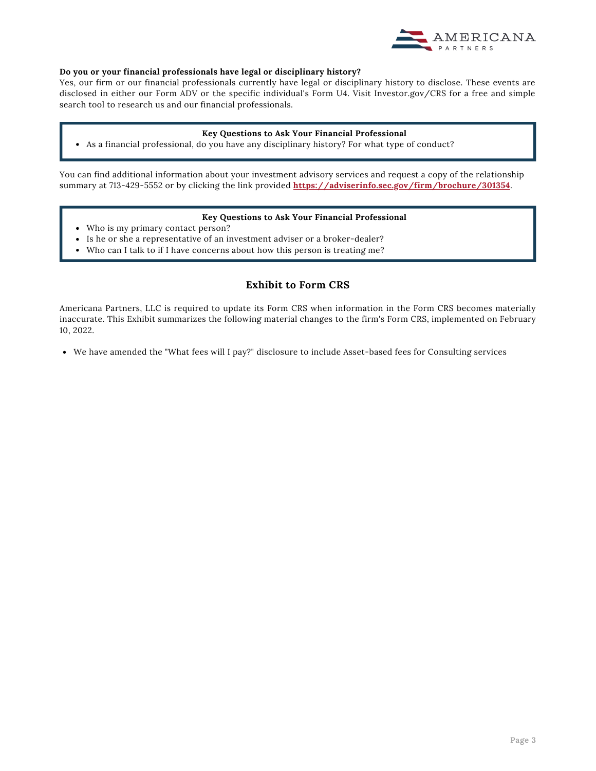**Do you or your financial professionals have legal or disciplinary history?**
Yes, our firm or our financial professionals currently have legal or disciplinary history to disclose. These events are disclosed in either our Form ADV or the specific individual's Form U4. Visit Investor.gov/CRS for a free and simple search tool to research us and our financial professionals.

**Key Questions to Ask Your Financial Professional**

- As a financial professional, do you have any disciplinary history? For what type of conduct?

You can find additional information about your investment advisory services and request a copy of the relationship summary at 713-429-5552 or by clicking the link provided **https://adviserinfo.sec.gov/firm/brochure/301354**.

**Key Questions to Ask Your Financial Professional**

- Who is my primary contact person?
- Is he or she a representative of an investment adviser or a broker-dealer?
- Who can I talk to if I have concerns about how this person is treating me?

## Exhibit to Form CRS

Americana Partners, LLC is required to update its Form CRS when information in the Form CRS becomes materially inaccurate. This Exhibit summarizes the following material changes to the firm's Form CRS, implemented on February 10, 2022.

- We have amended the "What fees will I pay?" disclosure to include Asset-based fees for Consulting services